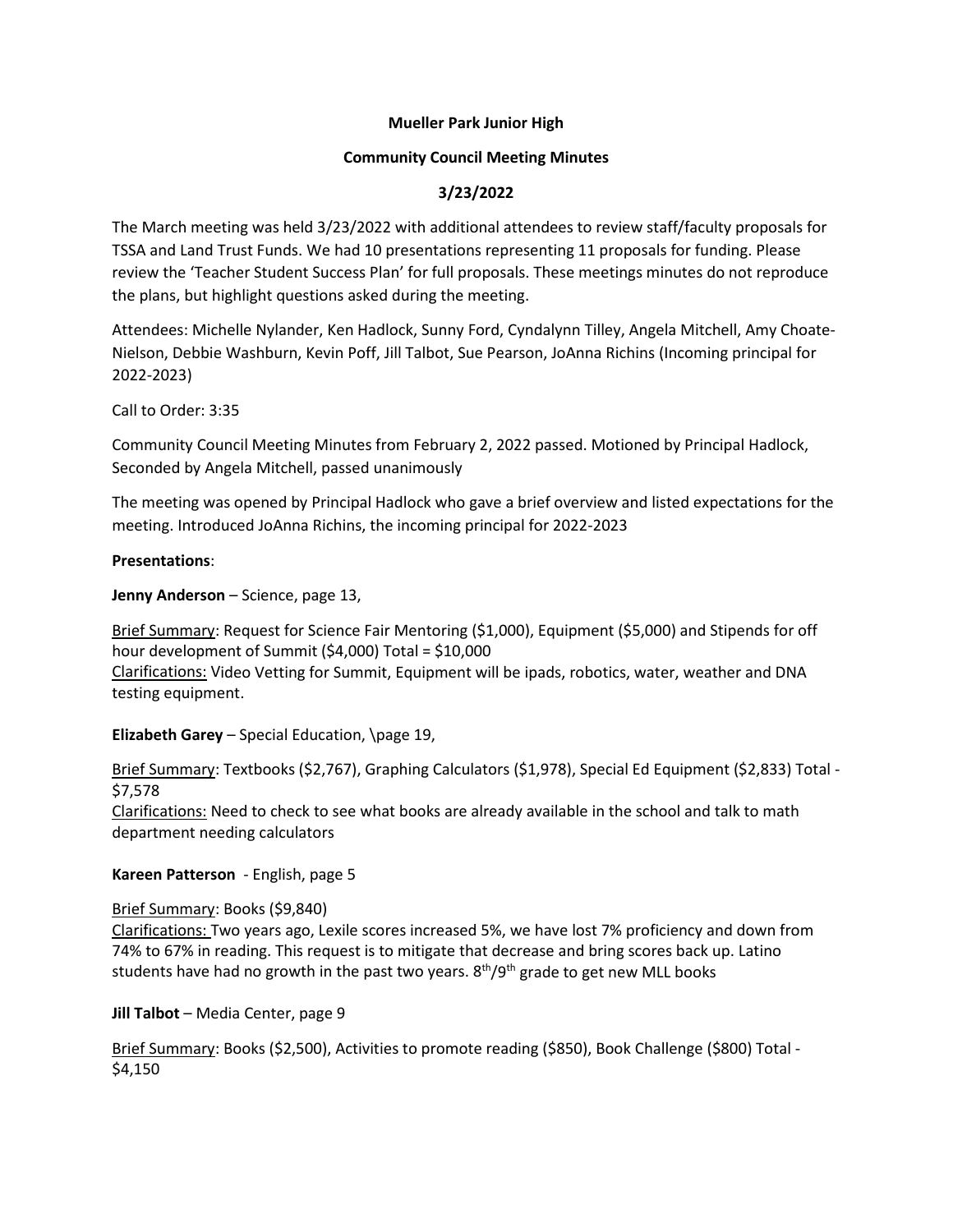**Mueller Park Junior High**

**Community Council Meeting Minutes**

**3/23/2022**

The March meeting was held 3/23/2022 with additional attendees to review staff/faculty proposals for TSSA and Land Trust Funds. We had 10 presentations representing 11 proposals for funding. Please review the 'Teacher Student Success Plan' for full proposals. These meetings minutes do not reproduce the plans, but highlight questions asked during the meeting.

Attendees: Michelle Nylander, Ken Hadlock, Sunny Ford, Cyndalynn Tilley, Angela Mitchell, Amy Choate-Nielson, Debbie Washburn, Kevin Poff, Jill Talbot, Sue Pearson, JoAnna Richins (Incoming principal for 2022-2023)

Call to Order: 3:35

Community Council Meeting Minutes from February 2, 2022 passed. Motioned by Principal Hadlock, Seconded by Angela Mitchell, passed unanimously

The meeting was opened by Principal Hadlock who gave a brief overview and listed expectations for the meeting. Introduced JoAnna Richins, the incoming principal for 2022-2023

**Presentations**:

**Jenny Anderson** – Science, page 13,

Brief Summary: Request for Science Fair Mentoring ($1,000), Equipment ($5,000) and Stipends for off hour development of Summit ($4,000) Total = $10,000
Clarifications: Video Vetting for Summit, Equipment will be ipads, robotics, water, weather and DNA testing equipment.

**Elizabeth Garey** – Special Education, \page 19,

Brief Summary: Textbooks ($2,767), Graphing Calculators ($1,978), Special Ed Equipment ($2,833) Total - $7,578
Clarifications: Need to check to see what books are already available in the school and talk to math department needing calculators

**Kareen Patterson** - English, page 5

Brief Summary: Books ($9,840)
Clarifications: Two years ago, Lexile scores increased 5%, we have lost 7% proficiency and down from 74% to 67% in reading. This request is to mitigate that decrease and bring scores back up. Latino students have had no growth in the past two years. 8th/9th grade to get new MLL books

**Jill Talbot** – Media Center, page 9

Brief Summary: Books ($2,500), Activities to promote reading ($850), Book Challenge ($800) Total - $4,150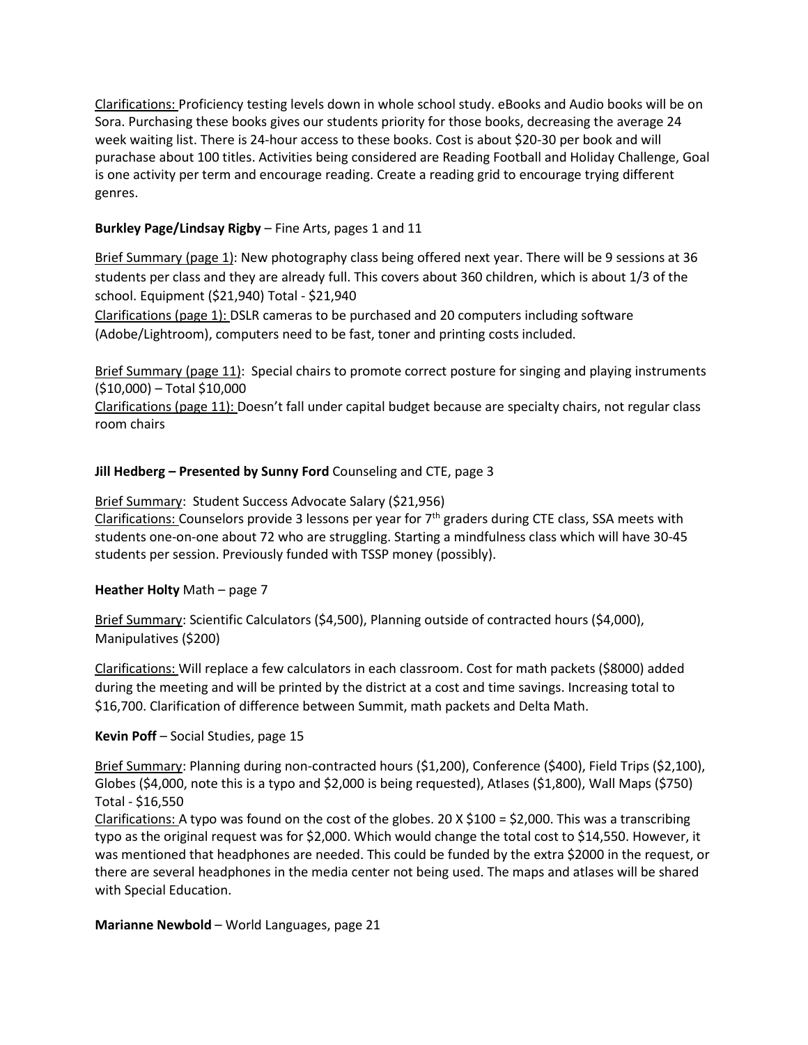Clarifications: Proficiency testing levels down in whole school study. eBooks and Audio books will be on Sora. Purchasing these books gives our students priority for those books, decreasing the average 24 week waiting list. There is 24-hour access to these books. Cost is about $20-30 per book and will purachase about 100 titles. Activities being considered are Reading Football and Holiday Challenge, Goal is one activity per term and encourage reading. Create a reading grid to encourage trying different genres.

**Burkley Page/Lindsay Rigby** – Fine Arts, pages 1 and 11

Brief Summary (page 1): New photography class being offered next year. There will be 9 sessions at 36 students per class and they are already full. This covers about 360 children, which is about 1/3 of the school. Equipment ($21,940) Total - $21,940
Clarifications (page 1): DSLR cameras to be purchased and 20 computers including software (Adobe/Lightroom), computers need to be fast, toner and printing costs included.

Brief Summary (page 11): Special chairs to promote correct posture for singing and playing instruments ($10,000) – Total $10,000
Clarifications (page 11): Doesn't fall under capital budget because are specialty chairs, not regular class room chairs

**Jill Hedberg – Presented by Sunny Ford** Counseling and CTE, page 3

Brief Summary: Student Success Advocate Salary ($21,956)
Clarifications: Counselors provide 3 lessons per year for 7th graders during CTE class, SSA meets with students one-on-one about 72 who are struggling. Starting a mindfulness class which will have 30-45 students per session. Previously funded with TSSP money (possibly).

**Heather Holty** Math – page 7

Brief Summary: Scientific Calculators ($4,500), Planning outside of contracted hours ($4,000), Manipulatives ($200)

Clarifications: Will replace a few calculators in each classroom. Cost for math packets ($8000) added during the meeting and will be printed by the district at a cost and time savings. Increasing total to $16,700. Clarification of difference between Summit, math packets and Delta Math.

**Kevin Poff** – Social Studies, page 15

Brief Summary: Planning during non-contracted hours ($1,200), Conference ($400), Field Trips ($2,100), Globes ($4,000, note this is a typo and $2,000 is being requested), Atlases ($1,800), Wall Maps ($750) Total - $16,550
Clarifications: A typo was found on the cost of the globes. 20 X $100 = $2,000. This was a transcribing typo as the original request was for $2,000. Which would change the total cost to $14,550. However, it was mentioned that headphones are needed. This could be funded by the extra $2000 in the request, or there are several headphones in the media center not being used. The maps and atlases will be shared with Special Education.

**Marianne Newbold** – World Languages, page 21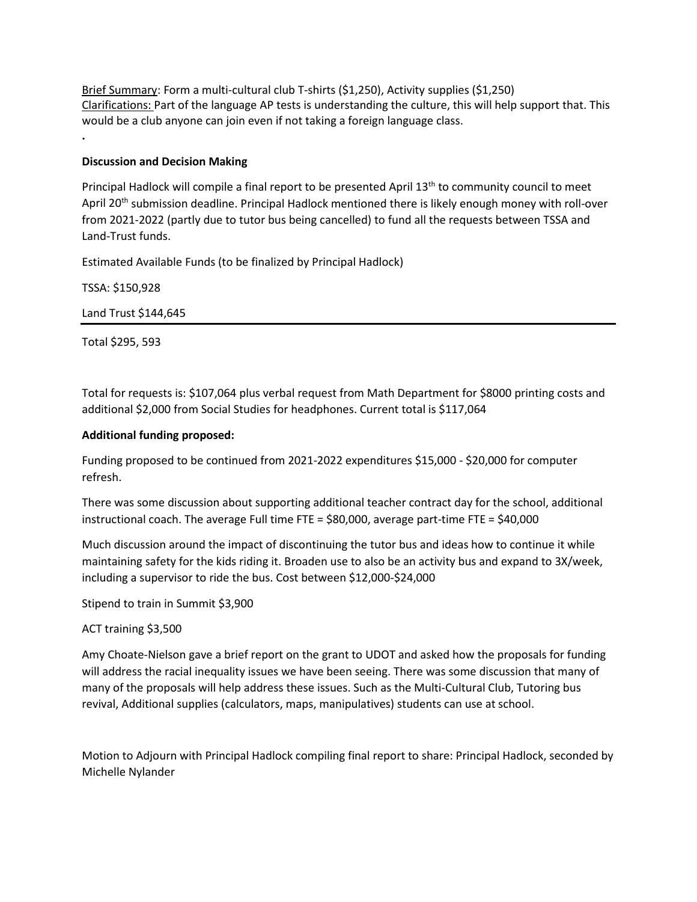Brief Summary: Form a multi-cultural club T-shirts ($1,250), Activity supplies ($1,250)
Clarifications: Part of the language AP tests is understanding the culture, this will help support that. This would be a club anyone can join even if not taking a foreign language class.

•

**Discussion and Decision Making**

Principal Hadlock will compile a final report to be presented April 13th to community council to meet April 20th submission deadline. Principal Hadlock mentioned there is likely enough money with roll-over from 2021-2022 (partly due to tutor bus being cancelled) to fund all the requests between TSSA and Land-Trust funds.

Estimated Available Funds (to be finalized by Principal Hadlock)

TSSA: $150,928

Land Trust $144,645

---

Total $295, 593

Total for requests is: $107,064 plus verbal request from Math Department for $8000 printing costs and additional $2,000 from Social Studies for headphones. Current total is $117,064

**Additional funding proposed:**

Funding proposed to be continued from 2021-2022 expenditures $15,000 - $20,000 for computer refresh.

There was some discussion about supporting additional teacher contract day for the school, additional instructional coach. The average Full time FTE = $80,000, average part-time FTE = $40,000

Much discussion around the impact of discontinuing the tutor bus and ideas how to continue it while maintaining safety for the kids riding it. Broaden use to also be an activity bus and expand to 3X/week, including a supervisor to ride the bus. Cost between $12,000-$24,000

Stipend to train in Summit $3,900

ACT training $3,500

Amy Choate-Nielson gave a brief report on the grant to UDOT and asked how the proposals for funding will address the racial inequality issues we have been seeing. There was some discussion that many of many of the proposals will help address these issues. Such as the Multi-Cultural Club, Tutoring bus revival, Additional supplies (calculators, maps, manipulatives) students can use at school.

Motion to Adjourn with Principal Hadlock compiling final report to share: Principal Hadlock, seconded by Michelle Nylander